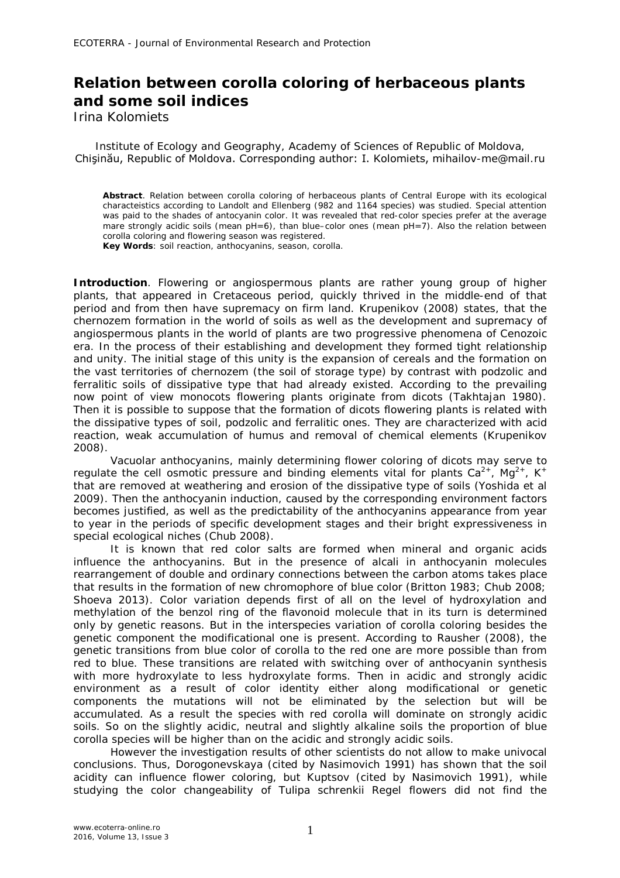# Relation between corolla coloring of herbaceous plants and some soil indices

Irina Kolomiets

Institute of Ecology and Geography, Academy of Sciences of Republic of Moldova, Chişinău, Republic of Moldova. Corresponding author: I. Kolomiets, mihailov-me@mail.ru

**Abstract**. Relation between corolla coloring of herbaceous plants of Central Europe with its ecological characteistics according to Landolt and Ellenberg (982 and 1164 species) was studied. Special attention was paid to the shades of antocyanin color. It was revealed that red-color species prefer at the average mare strongly acidic soils (mean pH=6), than blue–color ones (mean pH=7). Also the relation between corolla coloring and flowering season was registered.
**Key Words**: soil reaction, anthocyanins, season, corolla.

**Introduction**. Flowering or angiospermous plants are rather young group of higher plants, that appeared in Cretaceous period, quickly thrived in the middle-end of that period and from then have supremacy on firm land. Krupenikov (2008) states, that the chernozem formation in the world of soils as well as the development and supremacy of angiospermous plants in the world of plants are two progressive phenomena of Cenozoic era. In the process of their establishing and development they formed tight relationship and unity. The initial stage of this unity is the expansion of cereals and the formation on the vast territories of chernozem (the soil of storage type) by contrast with podzolic and ferralitic soils of dissipative type that had already existed. According to the prevailing now point of view monocots flowering plants originate from dicots (Takhtajan 1980). Then it is possible to suppose that the formation of dicots flowering plants is related with the dissipative types of soil, podzolic and ferralitic ones. They are characterized with acid reaction, weak accumulation of humus and removal of chemical elements (Krupenikov 2008).

Vacuolar anthocyanins, mainly determining flower coloring of dicots may serve to regulate the cell osmotic pressure and binding elements vital for plants $Ca^{2+}$, $Mg^{2+}$, $K^{+}$ that are removed at weathering and erosion of the dissipative type of soils (Yoshida et al 2009). Then the anthocyanin induction, caused by the corresponding environment factors becomes justified, as well as the predictability of the anthocyanins appearance from year to year in the periods of specific development stages and their bright expressiveness in special ecological niches (Chub 2008).

It is known that red color salts are formed when mineral and organic acids influence the anthocyanins. But in the presence of alcali in anthocyanin molecules rearrangement of double and ordinary connections between the carbon atoms takes place that results in the formation of new chromophore of blue color (Britton 1983; Chub 2008; Shoeva 2013). Color variation depends first of all on the level of hydroxylation and methylation of the benzol ring of the flavonoid molecule that in its turn is determined only by genetic reasons. But in the interspecies variation of corolla coloring besides the genetic component the modificational one is present. According to Rausher (2008), the genetic transitions from blue color of corolla to the red one are more possible than from red to blue. These transitions are related with switching over of anthocyanin synthesis with more hydroxylate to less hydroxylate forms. Then in acidic and strongly acidic environment as a result of color identity either along modificational or genetic components the mutations will not be eliminated by the selection but will be accumulated. As a result the species with red corolla will dominate on strongly acidic soils. So on the slightly acidic, neutral and slightly alkaline soils the proportion of blue corolla species will be higher than on the acidic and strongly acidic soils.

However the investigation results of other scientists do not allow to make univocal conclusions. Thus, Dorogonevskaya (cited by Nasimovich 1991) has shown that the soil acidity can influence flower coloring, but Kuptsov (cited by Nasimovich 1991), while studying the color changeability of Tulipa schrenkii Regel flowers did not find the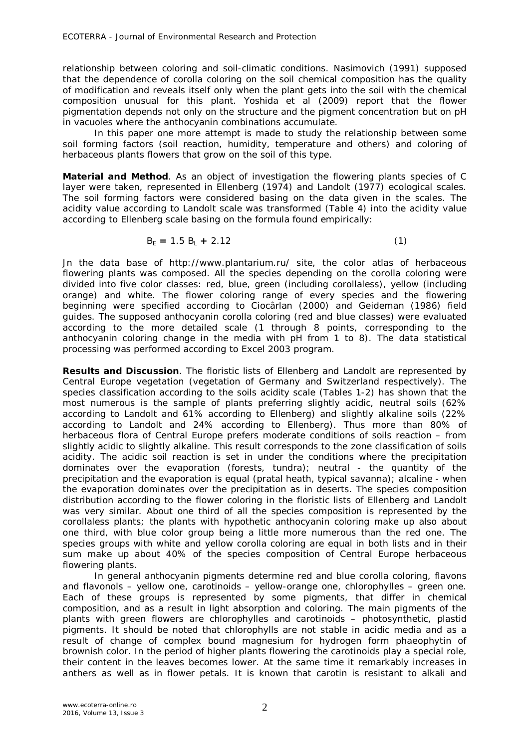relationship between coloring and soil-climatic conditions. Nasimovich (1991) supposed that the dependence of corolla coloring on the soil chemical composition has the quality of modification and reveals itself only when the plant gets into the soil with the chemical composition unusual for this plant. Yoshida et al (2009) report that the flower pigmentation depends not only on the structure and the pigment concentration but on pH in vacuoles where the anthocyanin combinations accumulate.

In this paper one more attempt is made to study the relationship between some soil forming factors (soil reaction, humidity, temperature and others) and coloring of herbaceous plants flowers that grow on the soil of this type.

**Material and Method**. As an object of investigation the flowering plants species of C layer were taken, represented in Ellenberg (1974) and Landolt (1977) ecological scales. The soil forming factors were considered basing on the data given in the scales. The acidity value according to Landolt scale was transformed (Table 4) into the acidity value according to Ellenberg scale basing on the formula found empirically:

$$B_E = 1.5\ B_L + 2.12 \qquad (1)$$

Jn the data base of http://www.plantarium.ru/ site, the color atlas of herbaceous flowering plants was composed. All the species depending on the corolla coloring were divided into five color classes: red, blue, green (including corollaless), yellow (including orange) and white. The flower coloring range of every species and the flowering beginning were specified according to Ciocârlan (2000) and Geideman (1986) field guides. The supposed anthocyanin corolla coloring (red and blue classes) were evaluated according to the more detailed scale (1 through 8 points, corresponding to the anthocyanin coloring change in the media with pH from 1 to 8). The data statistical processing was performed according to Excel 2003 program.

**Results and Discussion**. The floristic lists of Ellenberg and Landolt are represented by Central Europe vegetation (vegetation of Germany and Switzerland respectively). The species classification according to the soils acidity scale (Tables 1-2) has shown that the most numerous is the sample of plants preferring slightly acidic, neutral soils (62% according to Landolt and 61% according to Ellenberg) and slightly alkaline soils (22% according to Landolt and 24% according to Ellenberg). Thus more than 80% of herbaceous flora of Central Europe prefers moderate conditions of soils reaction – from slightly acidic to slightly alkaline. This result corresponds to the zone classification of soils acidity. The acidic soil reaction is set in under the conditions where the precipitation dominates over the evaporation (forests, tundra); neutral - the quantity of the precipitation and the evaporation is equal (pratal heath, typical savanna); alcaline - when the evaporation dominates over the precipitation as in deserts. The species composition distribution according to the flower coloring in the floristic lists of Ellenberg and Landolt was very similar. About one third of all the species composition is represented by the corollaless plants; the plants with hypothetic anthocyanin coloring make up also about one third, with blue color group being a little more numerous than the red one. The species groups with white and yellow corolla coloring are equal in both lists and in their sum make up about 40% of the species composition of Central Europe herbaceous flowering plants.

In general anthocyanin pigments determine red and blue corolla coloring, flavons and flavonols – yellow one, carotinoids – yellow-orange one, chlorophylles – green one. Each of these groups is represented by some pigments, that differ in chemical composition, and as a result in light absorption and coloring. The main pigments of the plants with green flowers are chlorophylles and carotinoids – photosynthetic, plastid pigments. It should be noted that chlorophylls are not stable in acidic media and as a result of change of complex bound magnesium for hydrogen form phaeophytin of brownish color. In the period of higher plants flowering the carotinoids play a special role, their content in the leaves becomes lower. At the same time it remarkably increases in anthers as well as in flower petals. It is known that carotin is resistant to alkali and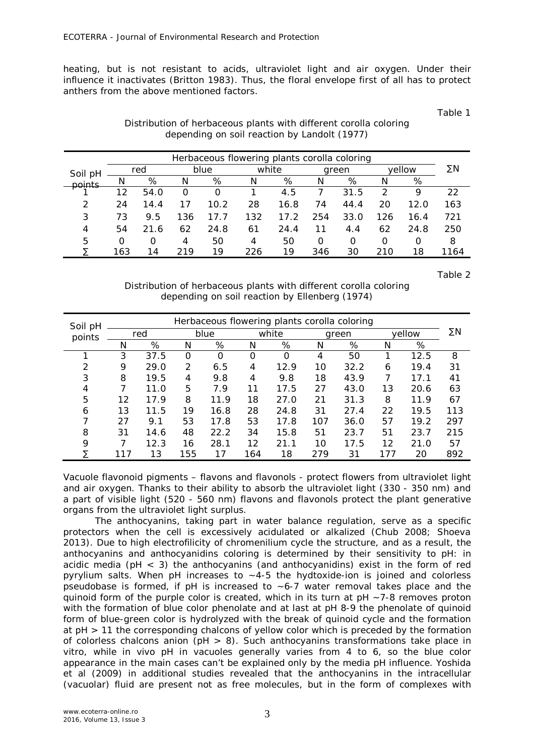heating, but is not resistant to acids, ultraviolet light and air oxygen. Under their influence it inactivates (Britton 1983). Thus, the floral envelope first of all has to protect anthers from the above mentioned factors.

Table 1

Distribution of herbaceous plants with different corolla coloring depending on soil reaction by Landolt (1977)

| Soil pH points | Herbaceous flowering plants corolla coloring | | | | | | | | | | ΣN |
|---|---|---|---|---|---|---|---|---|---|---|---|
| | red | | blue | | white | | green | | yellow | | |
| | N | % | N | % | N | % | N | % | N | % | |
| 1 | 12 | 54.0 | 0 | 0 | 1 | 4.5 | 7 | 31.5 | 2 | 9 | 22 |
| 2 | 24 | 14.4 | 17 | 10.2 | 28 | 16.8 | 74 | 44.4 | 20 | 12.0 | 163 |
| 3 | 73 | 9.5 | 136 | 17.7 | 132 | 17.2 | 254 | 33.0 | 126 | 16.4 | 721 |
| 4 | 54 | 21.6 | 62 | 24.8 | 61 | 24.4 | 11 | 4.4 | 62 | 24.8 | 250 |
| 5 | 0 | 0 | 4 | 50 | 4 | 50 | 0 | 0 | 0 | 0 | 8 |
| Σ | 163 | 14 | 219 | 19 | 226 | 19 | 346 | 30 | 210 | 18 | 1164 |

Table 2

Distribution of herbaceous plants with different corolla coloring depending on soil reaction by Ellenberg (1974)

| Soil pH points | Herbaceous flowering plants corolla coloring | | | | | | | | | | ΣN |
|---|---|---|---|---|---|---|---|---|---|---|---|
| | red | | blue | | white | | green | | yellow | | |
| | N | % | N | % | N | % | N | % | N | % | |
| 1 | 3 | 37.5 | 0 | 0 | 0 | 0 | 4 | 50 | 1 | 12.5 | 8 |
| 2 | 9 | 29.0 | 2 | 6.5 | 4 | 12.9 | 10 | 32.2 | 6 | 19.4 | 31 |
| 3 | 8 | 19.5 | 4 | 9.8 | 4 | 9.8 | 18 | 43.9 | 7 | 17.1 | 41 |
| 4 | 7 | 11.0 | 5 | 7.9 | 11 | 17.5 | 27 | 43.0 | 13 | 20.6 | 63 |
| 5 | 12 | 17.9 | 8 | 11.9 | 18 | 27.0 | 21 | 31.3 | 8 | 11.9 | 67 |
| 6 | 13 | 11.5 | 19 | 16.8 | 28 | 24.8 | 31 | 27.4 | 22 | 19.5 | 113 |
| 7 | 27 | 9.1 | 53 | 17.8 | 53 | 17.8 | 107 | 36.0 | 57 | 19.2 | 297 |
| 8 | 31 | 14.6 | 48 | 22.2 | 34 | 15.8 | 51 | 23.7 | 51 | 23.7 | 215 |
| 9 | 7 | 12.3 | 16 | 28.1 | 12 | 21.1 | 10 | 17.5 | 12 | 21.0 | 57 |
| Σ | 117 | 13 | 155 | 17 | 164 | 18 | 279 | 31 | 177 | 20 | 892 |

Vacuole flavonoid pigments – flavons and flavonols - protect flowers from ultraviolet light and air oxygen. Thanks to their ability to absorb the ultraviolet light (330 - 350 nm) and a part of visible light (520 - 560 nm) flavons and flavonols protect the plant generative organs from the ultraviolet light surplus.

The anthocyanins, taking part in water balance regulation, serve as a specific protectors when the cell is excessively acidulated or alkalized (Chub 2008; Shoeva 2013). Due to high electrofilicity of chromenilium cycle the structure, and as a result, the anthocyanins and anthocyanidins coloring is determined by their sensitivity to pH: in acidic media (pH < 3) the anthocyanins (and anthocyanidins) exist in the form of red pyrylium salts. When pH increases to ~4-5 the hydtoxide-ion is joined and colorless pseudobase is formed, if pH is increased to ~6-7 water removal takes place and the quinoid form of the purple color is created, which in its turn at pH ~7-8 removes proton with the formation of blue color phenolate and at last at pH 8-9 the phenolate of quinoid form of blue-green color is hydrolyzed with the break of quinoid cycle and the formation at pH > 11 the corresponding chalcons of yellow color which is preceded by the formation of colorless chalcons anion (pH > 8). Such anthocyanins transformations take place in vitro, while in vivo pH in vacuoles generally varies from 4 to 6, so the blue color appearance in the main cases can't be explained only by the media pH influence. Yoshida et al (2009) in additional studies revealed that the anthocyanins in the intracellular (vacuolar) fluid are present not as free molecules, but in the form of complexes with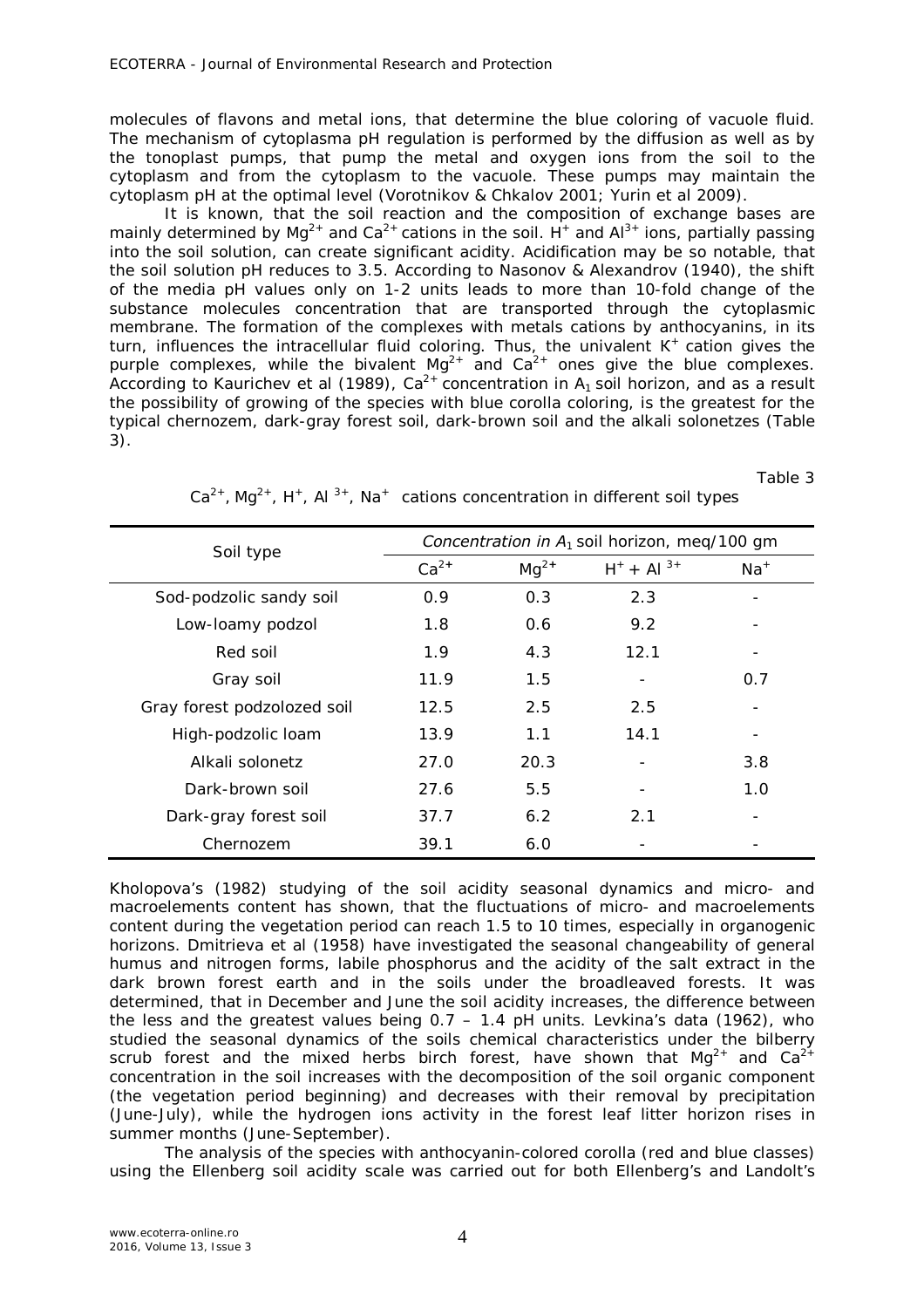molecules of flavons and metal ions, that determine the blue coloring of vacuole fluid. The mechanism of cytoplasma pH regulation is performed by the diffusion as well as by the tonoplast pumps, that pump the metal and oxygen ions from the soil to the cytoplasm and from the cytoplasm to the vacuole. These pumps may maintain the cytoplasm pH at the optimal level (Vorotnikov & Chkalov 2001; Yurin et al 2009).

It is known, that the soil reaction and the composition of exchange bases are mainly determined by $Mg^{2+}$ and $Ca^{2+}$ cations in the soil. $H^{+}$ and $Al^{3+}$ ions, partially passing into the soil solution, can create significant acidity. Acidification may be so notable, that the soil solution pH reduces to 3.5. According to Nasonov & Alexandrov (1940), the shift of the media pH values only on 1-2 units leads to more than 10-fold change of the substance molecules concentration that are transported through the cytoplasmic membrane. The formation of the complexes with metals cations by anthocyanins, in its turn, influences the intracellular fluid coloring. Thus, the univalent $K^{+}$ cation gives the purple complexes, while the bivalent $Mg^{2+}$ and $Ca^{2+}$ ones give the blue complexes. According to Kaurichev et al (1989), $Ca^{2+}$ concentration in $A_1$ soil horizon, and as a result the possibility of growing of the species with blue corolla coloring, is the greatest for the typical chernozem, dark-gray forest soil, dark-brown soil and the alkali solonetzes (Table 3).

Table 3

$Ca^{2+}$, $Mg^{2+}$, $H^{+}$, $Al^{3+}$, $Na^{+}$ cations concentration in different soil types

| Soil type | *Concentration in $A_1$ soil horizon, meq/100 gm* | | | |
|---|---|---|---|---|
| | $Ca^{2+}$ | $Mg^{2+}$ | $H^{+} + Al^{3+}$ | $Na^{+}$ |
| Sod-podzolic sandy soil | 0.9 | 0.3 | 2.3 | - |
| Low-loamy podzol | 1.8 | 0.6 | 9.2 | - |
| Red soil | 1.9 | 4.3 | 12.1 | - |
| Gray soil | 11.9 | 1.5 | - | 0.7 |
| Gray forest podzolozed soil | 12.5 | 2.5 | 2.5 | - |
| High-podzolic loam | 13.9 | 1.1 | 14.1 | - |
| Alkali solonetz | 27.0 | 20.3 | - | 3.8 |
| Dark-brown soil | 27.6 | 5.5 | - | 1.0 |
| Dark-gray forest soil | 37.7 | 6.2 | 2.1 | - |
| Chernozem | 39.1 | 6.0 | - | - |

Kholopova's (1982) studying of the soil acidity seasonal dynamics and micro- and macroelements content has shown, that the fluctuations of micro- and macroelements content during the vegetation period can reach 1.5 to 10 times, especially in organogenic horizons. Dmitrieva et al (1958) have investigated the seasonal changeability of general humus and nitrogen forms, labile phosphorus and the acidity of the salt extract in the dark brown forest earth and in the soils under the broadleaved forests. It was determined, that in December and June the soil acidity increases, the difference between the less and the greatest values being 0.7 – 1.4 pH units. Levkina's data (1962), who studied the seasonal dynamics of the soils chemical characteristics under the bilberry scrub forest and the mixed herbs birch forest, have shown that $Mg^{2+}$ and $Ca^{2+}$ concentration in the soil increases with the decomposition of the soil organic component (the vegetation period beginning) and decreases with their removal by precipitation (June-July), while the hydrogen ions activity in the forest leaf litter horizon rises in summer months (June-September).

The analysis of the species with anthocyanin-colored corolla (red and blue classes) using the Ellenberg soil acidity scale was carried out for both Ellenberg's and Landolt's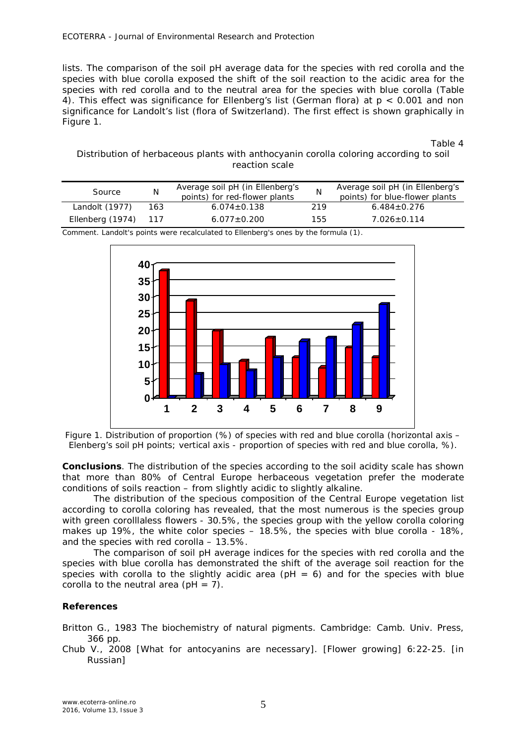lists. The comparison of the soil pH average data for the species with red corolla and the species with blue corolla exposed the shift of the soil reaction to the acidic area for the species with red corolla and to the neutral area for the species with blue corolla (Table 4). This effect was significance for Ellenberg's list (German flora) at $p < 0.001$ and non significance for Landolt's list (flora of Switzerland). The first effect is shown graphically in Figure 1.

Table 4

Distribution of herbaceous plants with anthocyanin corolla coloring according to soil reaction scale

| Source | N | Average soil pH (in Ellenberg's points) for red-flower plants | N | Average soil pH (in Ellenberg's points) for blue-flower plants |
|---|---|---|---|---|
| Landolt (1977) | 163 | 6.074±0.138 | 219 | 6.484±0.276 |
| Ellenberg (1974) | 117 | 6.077±0.200 | 155 | 7.026±0.114 |

Comment. Landolt's points were recalculated to Ellenberg's ones by the formula (1).

Figure 1. Distribution of proportion (%) of species with red and blue corolla (horizontal axis – Elenberg's soil pH points; vertical axis - proportion of species with red and blue corolla, %).

**Conclusions**. The distribution of the species according to the soil acidity scale has shown that more than 80% of Central Europe herbaceous vegetation prefer the moderate conditions of soils reaction – from slightly acidic to slightly alkaline.

The distribution of the specious composition of the Central Europe vegetation list according to corolla coloring has revealed, that the most numerous is the species group with green corolllaless flowers - 30.5%, the species group with the yellow corolla coloring makes up 19%, the white color species – 18.5%, the species with blue corolla - 18%, and the species with red corolla – 13.5%.

The comparison of soil pH average indices for the species with red corolla and the species with blue corolla has demonstrated the shift of the average soil reaction for the species with corolla to the slightly acidic area (pH = 6) and for the species with blue corolla to the neutral area (pH = 7).

## References

Britton G., 1983 The biochemistry of natural pigments. Cambridge: Camb. Univ. Press, 366 pp.

Chub V., 2008 [What for antocyanins are necessary]. [Flower growing] 6:22-25. [in Russian]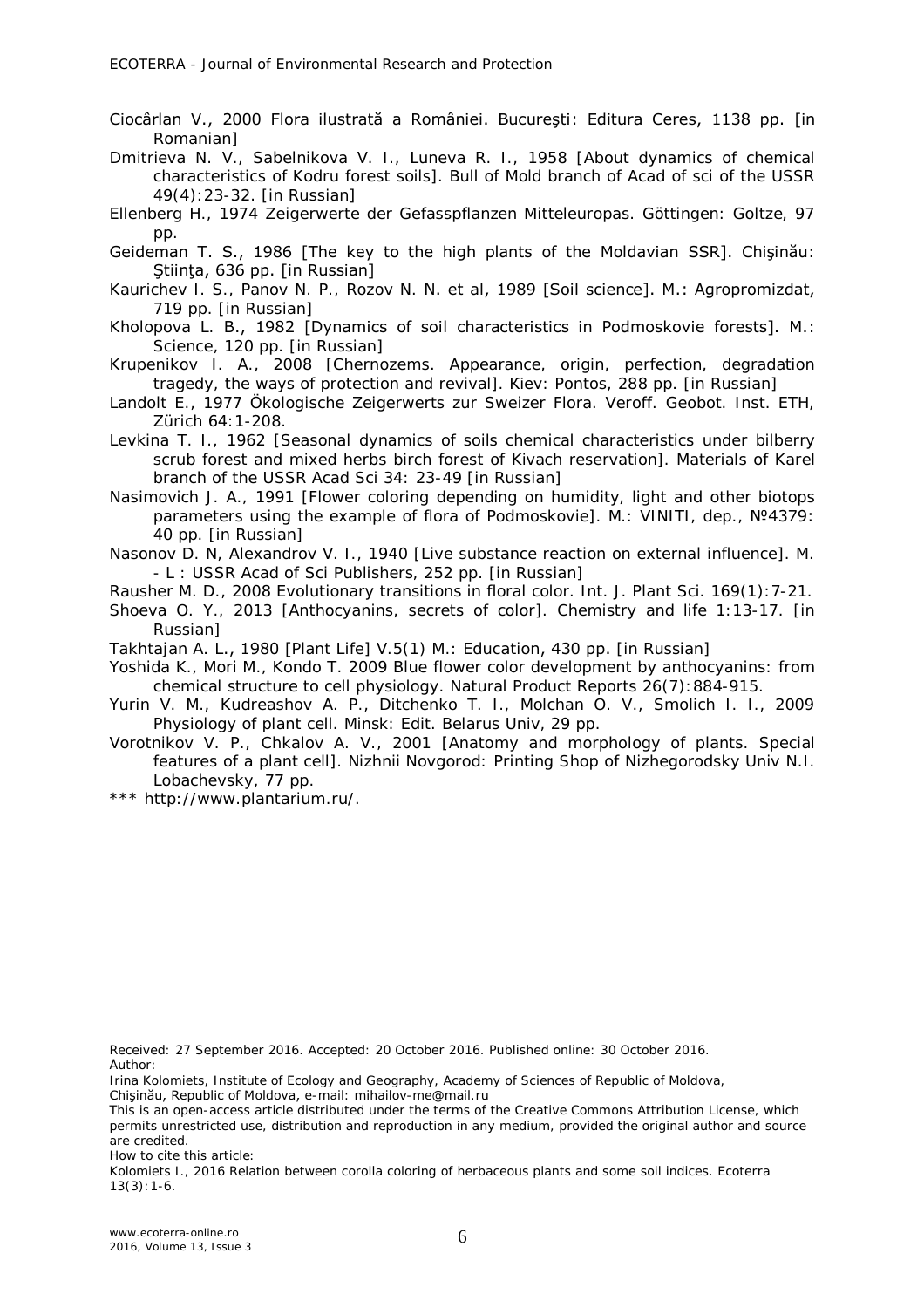Ciocârlan V., 2000 Flora ilustrată a României. Bucureşti: Editura Ceres, 1138 pp. [in Romanian]

Dmitrieva N. V., Sabelnikova V. I., Luneva R. I., 1958 [About dynamics of chemical characteristics of Kodru forest soils]. Bull of Mold branch of Acad of sci of the USSR 49(4):23-32. [in Russian]

Ellenberg H., 1974 Zeigerwerte der Gefasspflanzen Mitteleuropas. Göttingen: Goltze, 97 pp.

Geideman T. S., 1986 [The key to the high plants of the Moldavian SSR]. Chişinău: Ştiinţa, 636 pp. [in Russian]

Kaurichev I. S., Panov N. P., Rozov N. N. et al, 1989 [Soil science]. M.: Agropromizdat, 719 pp. [in Russian]

Kholopova L. B., 1982 [Dynamics of soil characteristics in Podmoskovie forests]. M.: Science, 120 pp. [in Russian]

Krupenikov I. A., 2008 [Chernozems. Appearance, origin, perfection, degradation tragedy, the ways of protection and revival]. Kiev: Pontos, 288 pp. [in Russian]

Landolt E., 1977 Ökologische Zeigerwerts zur Sweizer Flora. Veroff. Geobot. Inst. ETH, Zürich 64:1-208.

Levkina T. I., 1962 [Seasonal dynamics of soils chemical characteristics under bilberry scrub forest and mixed herbs birch forest of Kivach reservation]. Materials of Karel branch of the USSR Acad Sci 34: 23-49 [in Russian]

Nasimovich J. A., 1991 [Flower coloring depending on humidity, light and other biotops parameters using the example of flora of Podmoskovie]. M.: VINITI, dep., №4379: 40 pp. [in Russian]

Nasonov D. N, Alexandrov V. I., 1940 [Live substance reaction on external influence]. M. - L : USSR Acad of Sci Publishers, 252 pp. [in Russian]

Rausher M. D., 2008 Evolutionary transitions in floral color. Int. J. Plant Sci. 169(1):7-21.

Shoeva O. Y., 2013 [Anthocyanins, secrets of color]. Chemistry and life 1:13-17. [in Russian]

Takhtajan A. L., 1980 [Plant Life] V.5(1) M.: Education, 430 pp. [in Russian]

Yoshida K., Mori M., Kondo T. 2009 Blue flower color development by anthocyanins: from chemical structure to cell physiology. Natural Product Reports 26(7):884-915.

Yurin V. M., Kudreashov A. P., Ditchenko T. I., Molchan O. V., Smolich I. I., 2009 Physiology of plant cell. Minsk: Edit. Belarus Univ, 29 pp.

Vorotnikov V. P., Chkalov A. V., 2001 [Anatomy and morphology of plants. Special features of a plant cell]. Nizhnii Novgorod: Printing Shop of Nizhegorodsky Univ N.I. Lobachevsky, 77 pp.

*** http://www.plantarium.ru/.

Received: 27 September 2016. Accepted: 20 October 2016. Published online: 30 October 2016.

Author:

Irina Kolomiets, Institute of Ecology and Geography, Academy of Sciences of Republic of Moldova, Chişinău, Republic of Moldova, e-mail: mihailov-me@mail.ru

This is an open-access article distributed under the terms of the Creative Commons Attribution License, which permits unrestricted use, distribution and reproduction in any medium, provided the original author and source are credited.

How to cite this article:

Kolomiets I., 2016 Relation between corolla coloring of herbaceous plants and some soil indices. Ecoterra 13(3):1-6.